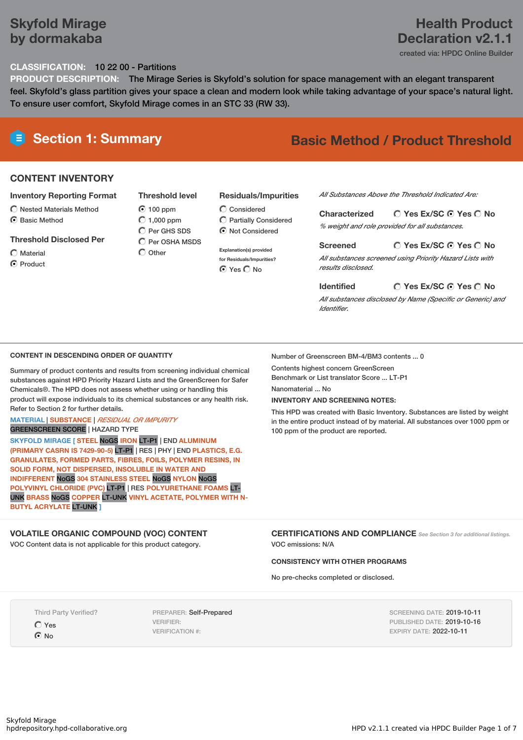# Skyfold Mirage by dormakaba

## Health Product Declaration v2.1.1

created via: HPDC Online Builder

**CLASSIFICATION:** 10 22 00 - Partitions

**PRODUCT DESCRIPTION:** The Mirage Series is Skyfold's solution for space management with an elegant transparent feel. Skyfold's glass partition gives your space a clean and modern look while taking advantage of your space's natural light. To ensure user comfort, Skyfold Mirage comes in an STC 33 (RW 33).

## Section 1: Summary

**Basic Method / Product Threshold**

### CONTENT INVENTORY

**Inventory Reporting Format**
- ◯ Nested Materials Method
- ◉ Basic Method

**Threshold Disclosed Per**
- ◯ Material
- ◉ Product

**Threshold level**
- ◉ 100 ppm
- ◯ 1,000 ppm
- ◯ Per GHS SDS
- ◯ Per OSHA MSDS
- ◯ Other

**Residuals/Impurities**
- ◯ Considered
- ◯ Partially Considered
- ◉ Not Considered

Explanation(s) provided for Residuals/Impurities?
◉ Yes ◯ No

*All Substances Above the Threshold Indicated Are:*

**Characterized** ◯ Yes Ex/SC ◉ Yes ◯ No
*% weight and role provided for all substances.*

**Screened** ◯ Yes Ex/SC ◉ Yes ◯ No
*All substances screened using Priority Hazard Lists with results disclosed.*

**Identified** ◯ Yes Ex/SC ◉ Yes ◯ No
*All substances disclosed by Name (Specific or Generic) and Identifier.*

### CONTENT IN DESCENDING ORDER OF QUANTITY

Summary of product contents and results from screening individual chemical substances against HPD Priority Hazard Lists and the GreenScreen for Safer Chemicals®. The HPD does not assess whether using or handling this product will expose individuals to its chemical substances or any health risk. Refer to Section 2 for further details.

MATERIAL | SUBSTANCE | *RESIDUAL OR IMPURITY*
GREENSCREEN SCORE | HAZARD TYPE

**SKYFOLD MIRAGE [ STEEL** NoGS **IRON** LT-P1 | END **ALUMINUM (PRIMARY CASRN IS 7429-90-5)** LT-P1 | RES | PHY | END **PLASTICS, E.G. GRANULATES, FORMED PARTS, FIBRES, FOILS, POLYMER RESINS, IN SOLID FORM, NOT DISPERSED, INSOLUBLE IN WATER AND INDIFFERENT** NoGS **304 STAINLESS STEEL** NoGS **NYLON** NoGS **POLYVINYL CHLORIDE (PVC)** LT-P1 | RES **POLYURETHANE FOAMS** LT-UNK **BRASS** NoGS **COPPER** LT-UNK **VINYL ACETATE, POLYMER WITH N-BUTYL ACRYLATE** LT-UNK **]**

Number of Greenscreen BM-4/BM3 contents ... 0

Contents highest concern GreenScreen Benchmark or List translator Score ... LT-P1

Nanomaterial ... No

**INVENTORY AND SCREENING NOTES:**

This HPD was created with Basic Inventory. Substances are listed by weight in the entire product instead of by material. All substances over 1000 ppm or 100 ppm of the product are reported.

### VOLATILE ORGANIC COMPOUND (VOC) CONTENT

VOC Content data is not applicable for this product category.

### CERTIFICATIONS AND COMPLIANCE

*See Section 3 for additional listings.*

VOC emissions: N/A

**CONSISTENCY WITH OTHER PROGRAMS**

No pre-checks completed or disclosed.

Third Party Verified?
- ◯ Yes
- ◉ No

PREPARER: Self-Prepared
VERIFIER:
VERIFICATION #:

SCREENING DATE: 2019-10-11
PUBLISHED DATE: 2019-10-16
EXPIRY DATE: 2022-10-11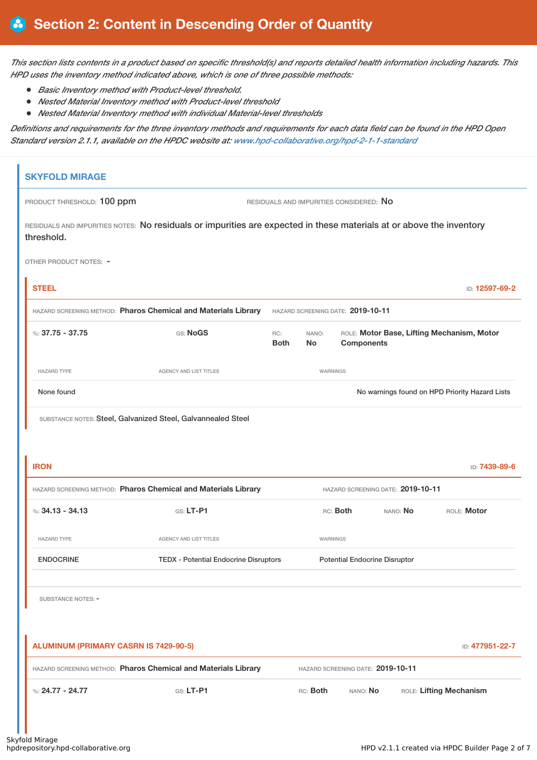## Section 2: Content in Descending Order of Quantity

*This section lists contents in a product based on specific threshold(s) and reports detailed health information including hazards. This HPD uses the inventory method indicated above, which is one of three possible methods:*

- *Basic Inventory method with Product-level threshold.*
- *Nested Material Inventory method with Product-level threshold*
- *Nested Material Inventory method with individual Material-level thresholds*

*Definitions and requirements for the three inventory methods and requirements for each data field can be found in the HPD Open Standard version 2.1.1, available on the HPDC website at: www.hpd-collaborative.org/hpd-2-1-1-standard*

### SKYFOLD MIRAGE

PRODUCT THRESHOLD: 100 ppm

RESIDUALS AND IMPURITIES CONSIDERED: No

RESIDUALS AND IMPURITIES NOTES: No residuals or impurities are expected in these materials at or above the inventory threshold.

OTHER PRODUCT NOTES: -

#### STEEL

ID: 12597-69-2

HAZARD SCREENING METHOD: **Pharos Chemical and Materials Library**

HAZARD SCREENING DATE: **2019-10-11**

%: **37.75 - 37.75** GS: **NoGS** RC: **Both** NANO: **No** ROLE: **Motor Base, Lifting Mechanism, Motor Components**

| HAZARD TYPE | AGENCY AND LIST TITLES | WARNINGS |
| --- | --- | --- |
| None found | | No warnings found on HPD Priority Hazard Lists |

SUBSTANCE NOTES: Steel, Galvanized Steel, Galvannealed Steel

#### IRON

ID: 7439-89-6

HAZARD SCREENING METHOD: **Pharos Chemical and Materials Library**

HAZARD SCREENING DATE: **2019-10-11**

%: **34.13 - 34.13** GS: **LT-P1** RC: **Both** NANO: **No** ROLE: **Motor**

| HAZARD TYPE | AGENCY AND LIST TITLES | WARNINGS |
| --- | --- | --- |
| ENDOCRINE | TEDX - Potential Endocrine Disruptors | Potential Endocrine Disruptor |

SUBSTANCE NOTES: -

#### ALUMINUM (PRIMARY CASRN IS 7429-90-5)

ID: 477951-22-7

HAZARD SCREENING METHOD: **Pharos Chemical and Materials Library**

HAZARD SCREENING DATE: **2019-10-11**

%: **24.77 - 24.77** GS: **LT-P1** RC: **Both** NANO: **No** ROLE: **Lifting Mechanism**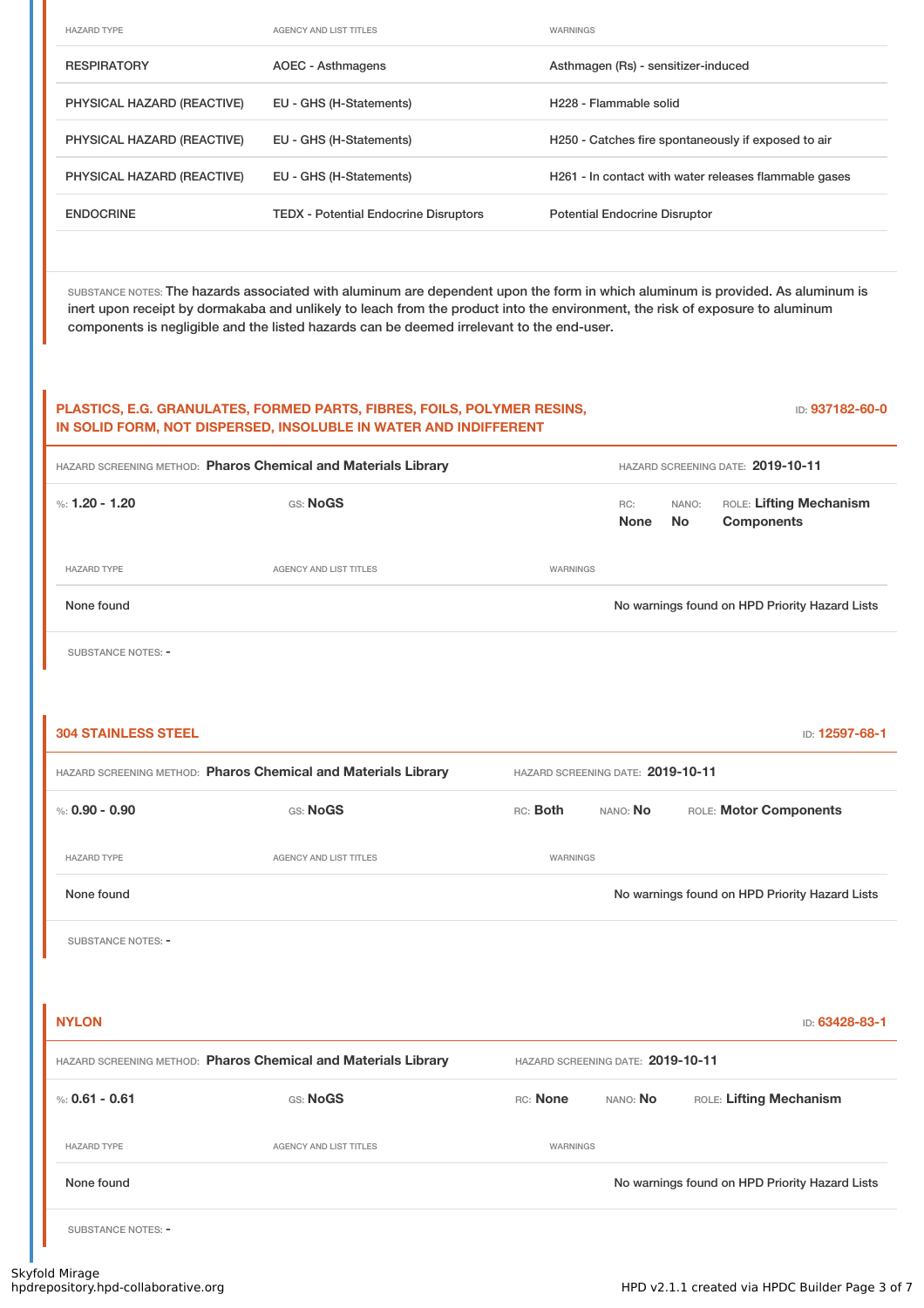| HAZARD TYPE | AGENCY AND LIST TITLES | WARNINGS |
|---|---|---|
| RESPIRATORY | AOEC - Asthmagens | Asthmagen (Rs) - sensitizer-induced |
| PHYSICAL HAZARD (REACTIVE) | EU - GHS (H-Statements) | H228 - Flammable solid |
| PHYSICAL HAZARD (REACTIVE) | EU - GHS (H-Statements) | H250 - Catches fire spontaneously if exposed to air |
| PHYSICAL HAZARD (REACTIVE) | EU - GHS (H-Statements) | H261 - In contact with water releases flammable gases |
| ENDOCRINE | TEDX - Potential Endocrine Disruptors | Potential Endocrine Disruptor |

SUBSTANCE NOTES: The hazards associated with aluminum are dependent upon the form in which aluminum is provided. As aluminum is inert upon receipt by dormakaba and unlikely to leach from the product into the environment, the risk of exposure to aluminum components is negligible and the listed hazards can be deemed irrelevant to the end-user.

## PLASTICS, E.G. GRANULATES, FORMED PARTS, FIBRES, FOILS, POLYMER RESINS, IN SOLID FORM, NOT DISPERSED, INSOLUBLE IN WATER AND INDIFFERENT

ID: 937182-60-0

HAZARD SCREENING METHOD: **Pharos Chemical and Materials Library** HAZARD SCREENING DATE: **2019-10-11**

%: **1.20 - 1.20** GS: **NoGS** RC: **None** NANO: **No** ROLE: **Lifting Mechanism Components**

| HAZARD TYPE | AGENCY AND LIST TITLES | WARNINGS |
|---|---|---|
| None found | | No warnings found on HPD Priority Hazard Lists |

SUBSTANCE NOTES: -

## 304 STAINLESS STEEL

ID: 12597-68-1

HAZARD SCREENING METHOD: **Pharos Chemical and Materials Library** HAZARD SCREENING DATE: **2019-10-11**

%: **0.90 - 0.90** GS: **NoGS** RC: **Both** NANO: **No** ROLE: **Motor Components**

| HAZARD TYPE | AGENCY AND LIST TITLES | WARNINGS |
|---|---|---|
| None found | | No warnings found on HPD Priority Hazard Lists |

SUBSTANCE NOTES: -

## NYLON

ID: 63428-83-1

HAZARD SCREENING METHOD: **Pharos Chemical and Materials Library** HAZARD SCREENING DATE: **2019-10-11**

%: **0.61 - 0.61** GS: **NoGS** RC: **None** NANO: **No** ROLE: **Lifting Mechanism**

| HAZARD TYPE | AGENCY AND LIST TITLES | WARNINGS |
|---|---|---|
| None found | | No warnings found on HPD Priority Hazard Lists |

SUBSTANCE NOTES: -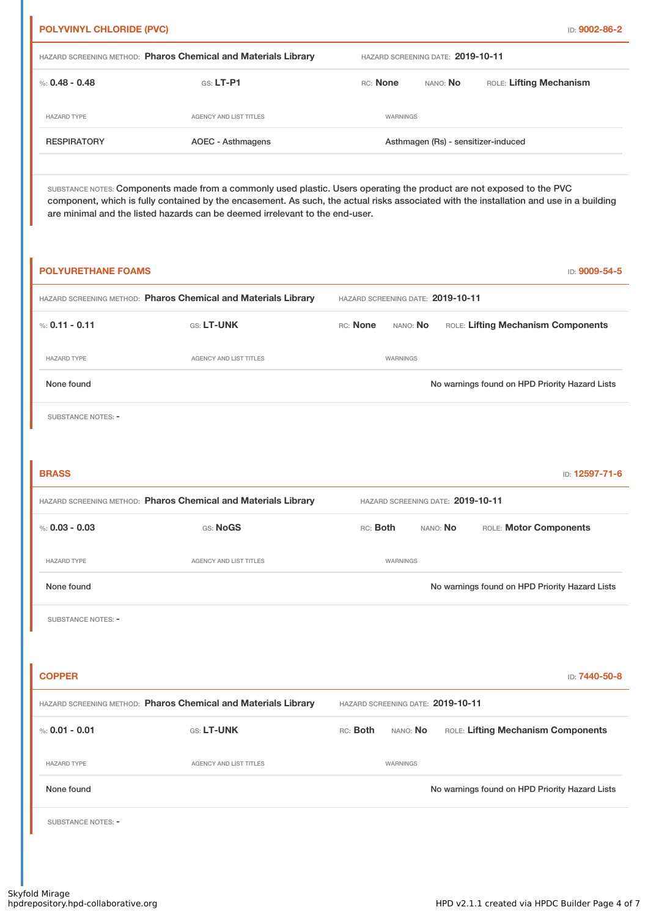## POLYVINYL CHLORIDE (PVC)

ID: **9002-86-2**

HAZARD SCREENING METHOD: **Pharos Chemical and Materials Library** HAZARD SCREENING DATE: **2019-10-11**

%: **0.48 - 0.48** GS: **LT-P1** RC: **None** NANO: **No** ROLE: **Lifting Mechanism**

| HAZARD TYPE | AGENCY AND LIST TITLES | WARNINGS |
|---|---|---|
| RESPIRATORY | AOEC - Asthmagens | Asthmagen (Rs) - sensitizer-induced |

SUBSTANCE NOTES: Components made from a commonly used plastic. Users operating the product are not exposed to the PVC component, which is fully contained by the encasement. As such, the actual risks associated with the installation and use in a building are minimal and the listed hazards can be deemed irrelevant to the end-user.

## POLYURETHANE FOAMS

ID: **9009-54-5**

HAZARD SCREENING METHOD: **Pharos Chemical and Materials Library** HAZARD SCREENING DATE: **2019-10-11**

%: **0.11 - 0.11** GS: **LT-UNK** RC: **None** NANO: **No** ROLE: **Lifting Mechanism Components**

| HAZARD TYPE | AGENCY AND LIST TITLES | WARNINGS |
|---|---|---|
| None found | | No warnings found on HPD Priority Hazard Lists |

SUBSTANCE NOTES: -

## BRASS

ID: **12597-71-6**

HAZARD SCREENING METHOD: **Pharos Chemical and Materials Library** HAZARD SCREENING DATE: **2019-10-11**

%: **0.03 - 0.03** GS: **NoGS** RC: **Both** NANO: **No** ROLE: **Motor Components**

| HAZARD TYPE | AGENCY AND LIST TITLES | WARNINGS |
|---|---|---|
| None found | | No warnings found on HPD Priority Hazard Lists |

SUBSTANCE NOTES: -

## COPPER

ID: **7440-50-8**

HAZARD SCREENING METHOD: **Pharos Chemical and Materials Library** HAZARD SCREENING DATE: **2019-10-11**

%: **0.01 - 0.01** GS: **LT-UNK** RC: **Both** NANO: **No** ROLE: **Lifting Mechanism Components**

| HAZARD TYPE | AGENCY AND LIST TITLES | WARNINGS |
|---|---|---|
| None found | | No warnings found on HPD Priority Hazard Lists |

SUBSTANCE NOTES: -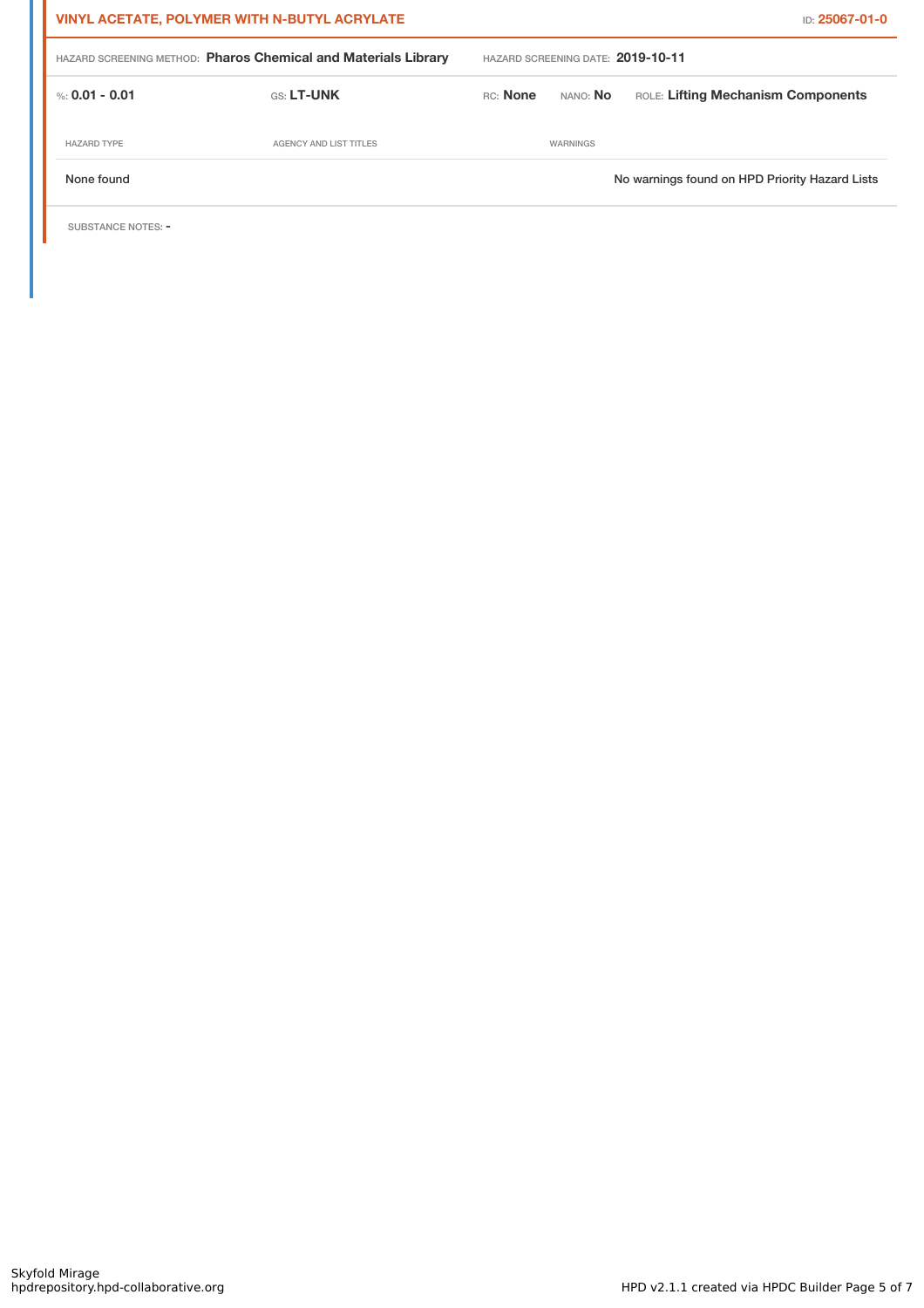**VINYL ACETATE, POLYMER WITH N-BUTYL ACRYLATE** ID: **25067-01-0**

HAZARD SCREENING METHOD: **Pharos Chemical and Materials Library** HAZARD SCREENING DATE: **2019-10-11**

%: **0.01 - 0.01** GS: **LT-UNK** RC: **None** NANO: **No** ROLE: **Lifting Mechanism Components**

| HAZARD TYPE | AGENCY AND LIST TITLES | WARNINGS |
| --- | --- | --- |
| None found | | No warnings found on HPD Priority Hazard Lists |

SUBSTANCE NOTES: -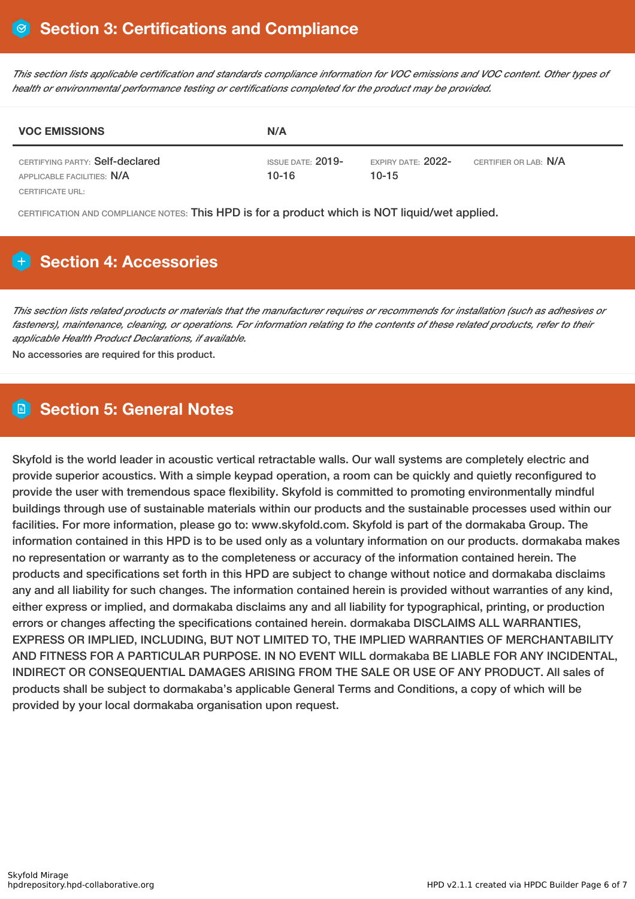## Section 3: Certifications and Compliance

*This section lists applicable certification and standards compliance information for VOC emissions and VOC content. Other types of health or environmental performance testing or certifications completed for the product may be provided.*

| VOC EMISSIONS | N/A | | |
|---|---|---|---|
| CERTIFYING PARTY: Self-declared<br>APPLICABLE FACILITIES: N/A<br>CERTIFICATE URL: | ISSUE DATE: 2019-10-16 | EXPIRY DATE: 2022-10-15 | CERTIFIER OR LAB: N/A |

CERTIFICATION AND COMPLIANCE NOTES: This HPD is for a product which is NOT liquid/wet applied.

## Section 4: Accessories

*This section lists related products or materials that the manufacturer requires or recommends for installation (such as adhesives or fasteners), maintenance, cleaning, or operations. For information relating to the contents of these related products, refer to their applicable Health Product Declarations, if available.*

No accessories are required for this product.

## Section 5: General Notes

Skyfold is the world leader in acoustic vertical retractable walls. Our wall systems are completely electric and provide superior acoustics. With a simple keypad operation, a room can be quickly and quietly reconfigured to provide the user with tremendous space flexibility. Skyfold is committed to promoting environmentally mindful buildings through use of sustainable materials within our products and the sustainable processes used within our facilities. For more information, please go to: www.skyfold.com. Skyfold is part of the dormakaba Group. The information contained in this HPD is to be used only as a voluntary information on our products. dormakaba makes no representation or warranty as to the completeness or accuracy of the information contained herein. The products and specifications set forth in this HPD are subject to change without notice and dormakaba disclaims any and all liability for such changes. The information contained herein is provided without warranties of any kind, either express or implied, and dormakaba disclaims any and all liability for typographical, printing, or production errors or changes affecting the specifications contained herein. dormakaba DISCLAIMS ALL WARRANTIES, EXPRESS OR IMPLIED, INCLUDING, BUT NOT LIMITED TO, THE IMPLIED WARRANTIES OF MERCHANTABILITY AND FITNESS FOR A PARTICULAR PURPOSE. IN NO EVENT WILL dormakaba BE LIABLE FOR ANY INCIDENTAL, INDIRECT OR CONSEQUENTIAL DAMAGES ARISING FROM THE SALE OR USE OF ANY PRODUCT. All sales of products shall be subject to dormakaba's applicable General Terms and Conditions, a copy of which will be provided by your local dormakaba organisation upon request.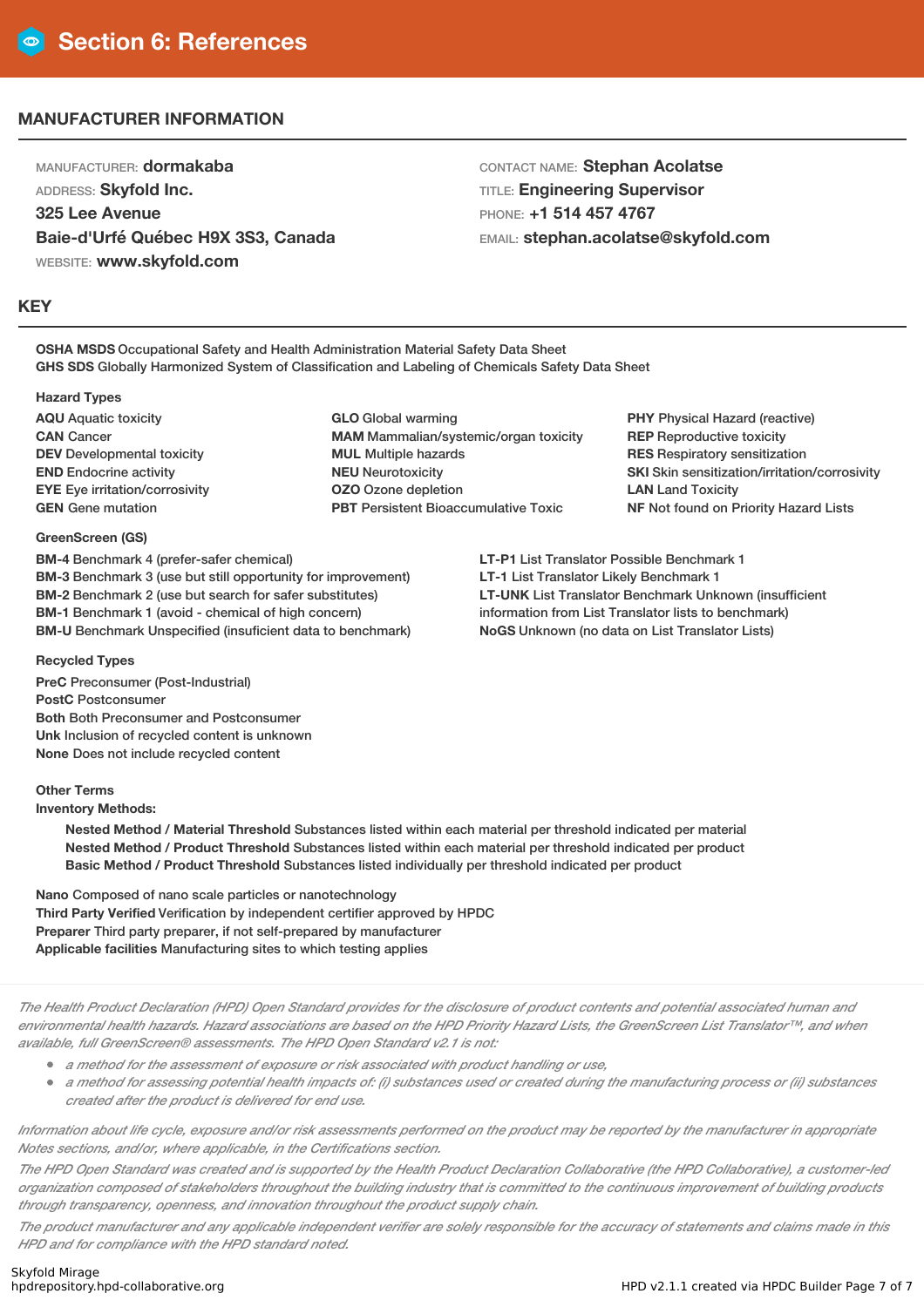# Section 6: References

## MANUFACTURER INFORMATION

MANUFACTURER: **dormakaba**
ADDRESS: **Skyfold Inc.**
**325 Lee Avenue**
**Baie-d'Urfé Québec H9X 3S3, Canada**
WEBSITE: **www.skyfold.com**

CONTACT NAME: **Stephan Acolatse**
TITLE: **Engineering Supervisor**
PHONE: **+1 514 457 4767**
EMAIL: **stephan.acolatse@skyfold.com**

## KEY

**OSHA MSDS** Occupational Safety and Health Administration Material Safety Data Sheet
**GHS SDS** Globally Harmonized System of Classification and Labeling of Chemicals Safety Data Sheet

**Hazard Types**

**AQU** Aquatic toxicity
**CAN** Cancer
**DEV** Developmental toxicity
**END** Endocrine activity
**EYE** Eye irritation/corrosivity
**GEN** Gene mutation
**GLO** Global warming
**MAM** Mammalian/systemic/organ toxicity
**MUL** Multiple hazards
**NEU** Neurotoxicity
**OZO** Ozone depletion
**PBT** Persistent Bioaccumulative Toxic
**PHY** Physical Hazard (reactive)
**REP** Reproductive toxicity
**RES** Respiratory sensitization
**SKI** Skin sensitization/irritation/corrosivity
**LAN** Land Toxicity
**NF** Not found on Priority Hazard Lists

**GreenScreen (GS)**

**BM-4** Benchmark 4 (prefer-safer chemical)
**BM-3** Benchmark 3 (use but still opportunity for improvement)
**BM-2** Benchmark 2 (use but search for safer substitutes)
**BM-1** Benchmark 1 (avoid - chemical of high concern)
**BM-U** Benchmark Unspecified (insuficient data to benchmark)
**LT-P1** List Translator Possible Benchmark 1
**LT-1** List Translator Likely Benchmark 1
**LT-UNK** List Translator Benchmark Unknown (insufficient information from List Translator lists to benchmark)
**NoGS** Unknown (no data on List Translator Lists)

**Recycled Types**

**PreC** Preconsumer (Post-Industrial)
**PostC** Postconsumer
**Both** Both Preconsumer and Postconsumer
**Unk** Inclusion of recycled content is unknown
**None** Does not include recycled content

**Other Terms**
**Inventory Methods:**

- **Nested Method / Material Threshold** Substances listed within each material per threshold indicated per material
- **Nested Method / Product Threshold** Substances listed within each material per threshold indicated per product
- **Basic Method / Product Threshold** Substances listed individually per threshold indicated per product

**Nano** Composed of nano scale particles or nanotechnology
**Third Party Verified** Verification by independent certifier approved by HPDC
**Preparer** Third party preparer, if not self-prepared by manufacturer
**Applicable facilities** Manufacturing sites to which testing applies

*The Health Product Declaration (HPD) Open Standard provides for the disclosure of product contents and potential associated human and environmental health hazards. Hazard associations are based on the HPD Priority Hazard Lists, the GreenScreen List Translator™, and when available, full GreenScreen® assessments. The HPD Open Standard v2.1 is not:*

- *a method for the assessment of exposure or risk associated with product handling or use,*
- *a method for assessing potential health impacts of: (i) substances used or created during the manufacturing process or (ii) substances created after the product is delivered for end use.*

*Information about life cycle, exposure and/or risk assessments performed on the product may be reported by the manufacturer in appropriate Notes sections, and/or, where applicable, in the Certifications section.*

*The HPD Open Standard was created and is supported by the Health Product Declaration Collaborative (the HPD Collaborative), a customer-led organization composed of stakeholders throughout the building industry that is committed to the continuous improvement of building products through transparency, openness, and innovation throughout the product supply chain.*

*The product manufacturer and any applicable independent verifier are solely responsible for the accuracy of statements and claims made in this HPD and for compliance with the HPD standard noted.*